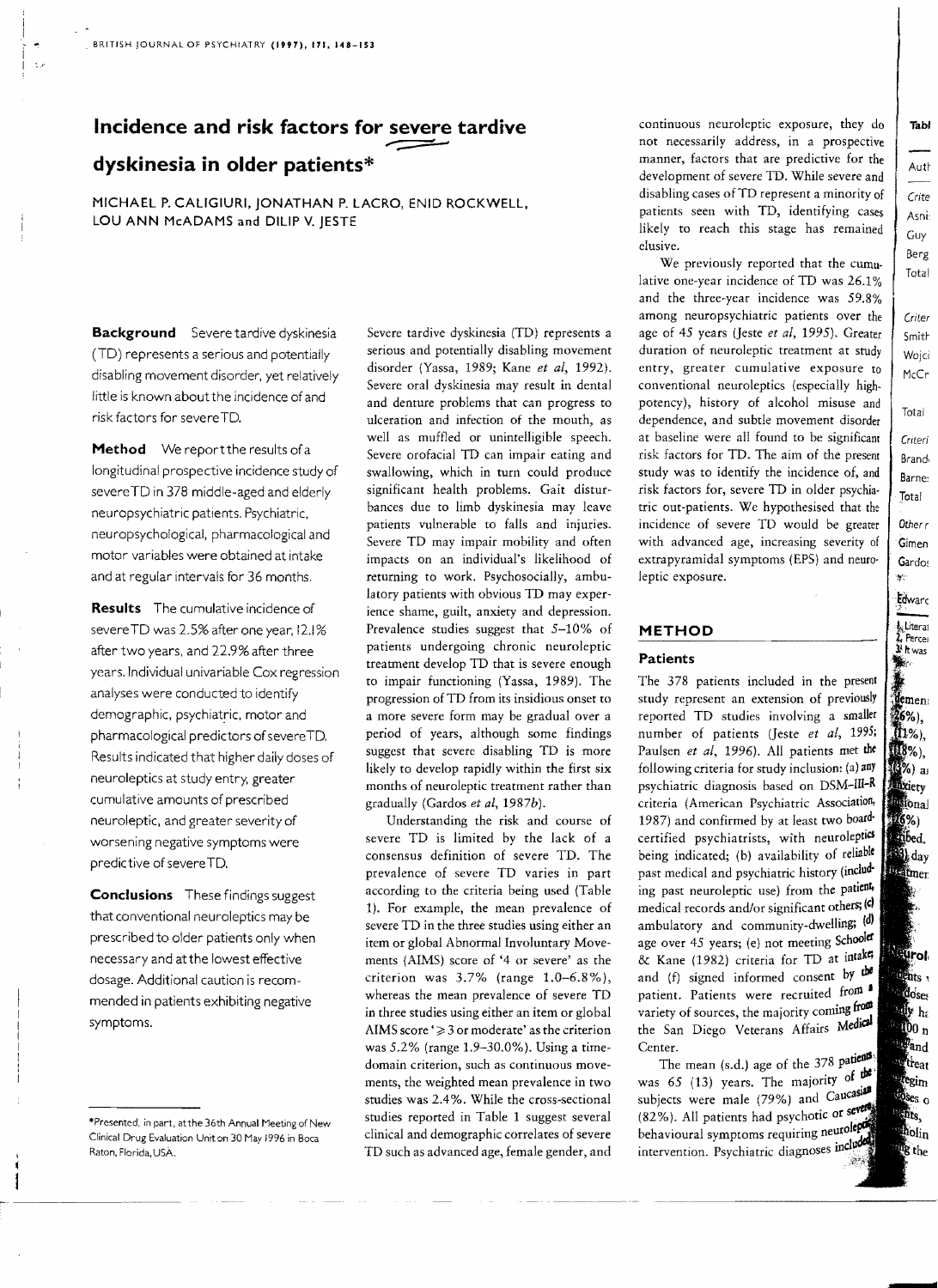# Incidence and risk factors for severe tardive dyskinesia in older patients*

MICHAEL P. CALIGIURI, JONATHAN P. LACRO, ENID ROCKWELL, LOU ANN McADAMS and DILIP V. JESTE

**Background** Severe tardive dyskinesia (TD) represents a serious and potentially disabling movement disorder, yet relatively little is known about the incidence of and risk factors for severe TD.

**Method** We report the results of a longitudinal prospective incidence study of severe TD in 378 middle-aged and elderly neuropsychiatric patients. Psychiatric, neuropsychological, pharmacological and motor variables were obtained at intake and at regular intervals for 36 months.

**Results** The cumulative incidence of severe TD was 2.5% after one year, 12.1% after two years, and 22.9% after three years. Individual univariable Cox regression analyses were conducted to identify demographic, psychiatric, motor and pharmacological predictors of severe TD. Results indicated that higher daily doses of neuroleptics at study entry, greater cumulative amounts of prescribed neuroleptic, and greater severity of worsening negative symptoms were predictive of severe TD.

**Conclusions** These findings suggest that conventional neuroleptics may be prescribed to older patients only when necessary and at the lowest effective dosage. Additional caution is recommended in patients exhibiting negative symptoms.

*Presented, in part, at the 36th Annual Meeting of New Clinical Drug Evaluation Unit on 30 May 1996 in Boca Raton, Florida, USA.

Severe tardive dyskinesia (TD) represents a serious and potentially disabling movement disorder (Yassa, 1989; Kane *et al*, 1992). Severe oral dyskinesia may result in dental and denture problems that can progress to ulceration and infection of the mouth, as well as muffled or unintelligible speech. Severe orofacial TD can impair eating and swallowing, which in turn could produce significant health problems. Gait disturbances due to limb dyskinesia may leave patients vulnerable to falls and injuries. Severe TD may impair mobility and often impacts on an individual's likelihood of returning to work. Psychosocially, ambulatory patients with obvious TD may experience shame, guilt, anxiety and depression. Prevalence studies suggest that 5–10% of patients undergoing chronic neuroleptic treatment develop TD that is severe enough to impair functioning (Yassa, 1989). The progression of TD from its insidious onset to a more severe form may be gradual over a period of years, although some findings suggest that severe disabling TD is more likely to develop rapidly within the first six months of neuroleptic treatment rather than gradually (Gardos *et al*, 1987*b*).

Understanding the risk and course of severe TD is limited by the lack of a consensus definition of severe TD. The prevalence of severe TD varies in part according to the criteria being used (Table 1). For example, the mean prevalence of severe TD in the three studies using either an item or global Abnormal Involuntary Movements (AIMS) score of '4 or severe' as the criterion was 3.7% (range 1.0–6.8%), whereas the mean prevalence of severe TD in three studies using either an item or global AIMS score '$\geq 3$ or moderate' as the criterion was 5.2% (range 1.9–30.0%). Using a time-domain criterion, such as continuous movements, the weighted mean prevalence in two studies was 2.4%. While the cross-sectional studies reported in Table 1 suggest several clinical and demographic correlates of severe TD such as advanced age, female gender, and continuous neuroleptic exposure, they do not necessarily address, in a prospective manner, factors that are predictive for the development of severe TD. While severe and disabling cases of TD represent a minority of patients seen with TD, identifying cases likely to reach this stage has remained elusive.

We previously reported that the cumulative one-year incidence of TD was 26.1% and the three-year incidence was 59.8% among neuropsychiatric patients over the age of 45 years (Jeste *et al*, 1995). Greater duration of neuroleptic treatment at study entry, greater cumulative exposure to conventional neuroleptics (especially high-potency), history of alcohol misuse and dependence, and subtle movement disorder at baseline were all found to be significant risk factors for TD. The aim of the present study was to identify the incidence of, and risk factors for, severe TD in older psychiatric out-patients. We hypothesised that the incidence of severe TD would be greater with advanced age, increasing severity of extrapyramidal symptoms (EPS) and neuroleptic exposure.

## METHOD

### Patients

The 378 patients included in the present study represent an extension of previously reported TD studies involving a smaller number of patients (Jeste *et al*, 1995; Paulsen *et al*, 1996). All patients met the following criteria for study inclusion: (a) any psychiatric diagnosis based on DSM–III–R criteria (American Psychiatric Association, 1987) and confirmed by at least two board-certified psychiatrists, with neuroleptics being indicated; (b) availability of reliable past medical and psychiatric history (including past neuroleptic use) from the patient, medical records and/or significant others; (c) ambulatory and community-dwelling; (d) age over 45 years; (e) not meeting Schooler & Kane (1982) criteria for TD at intake; and (f) signed informed consent by the patient. Patients were recruited from a variety of sources, the majority coming from the San Diego Veterans Affairs Medical Center.

The mean (s.d.) age of the 378 patients was 65 (13) years. The majority of the subjects were male (79%) and Caucasian (82%). All patients had psychotic or severe behavioural symptoms requiring neuroleptic intervention. Psychiatric diagnoses included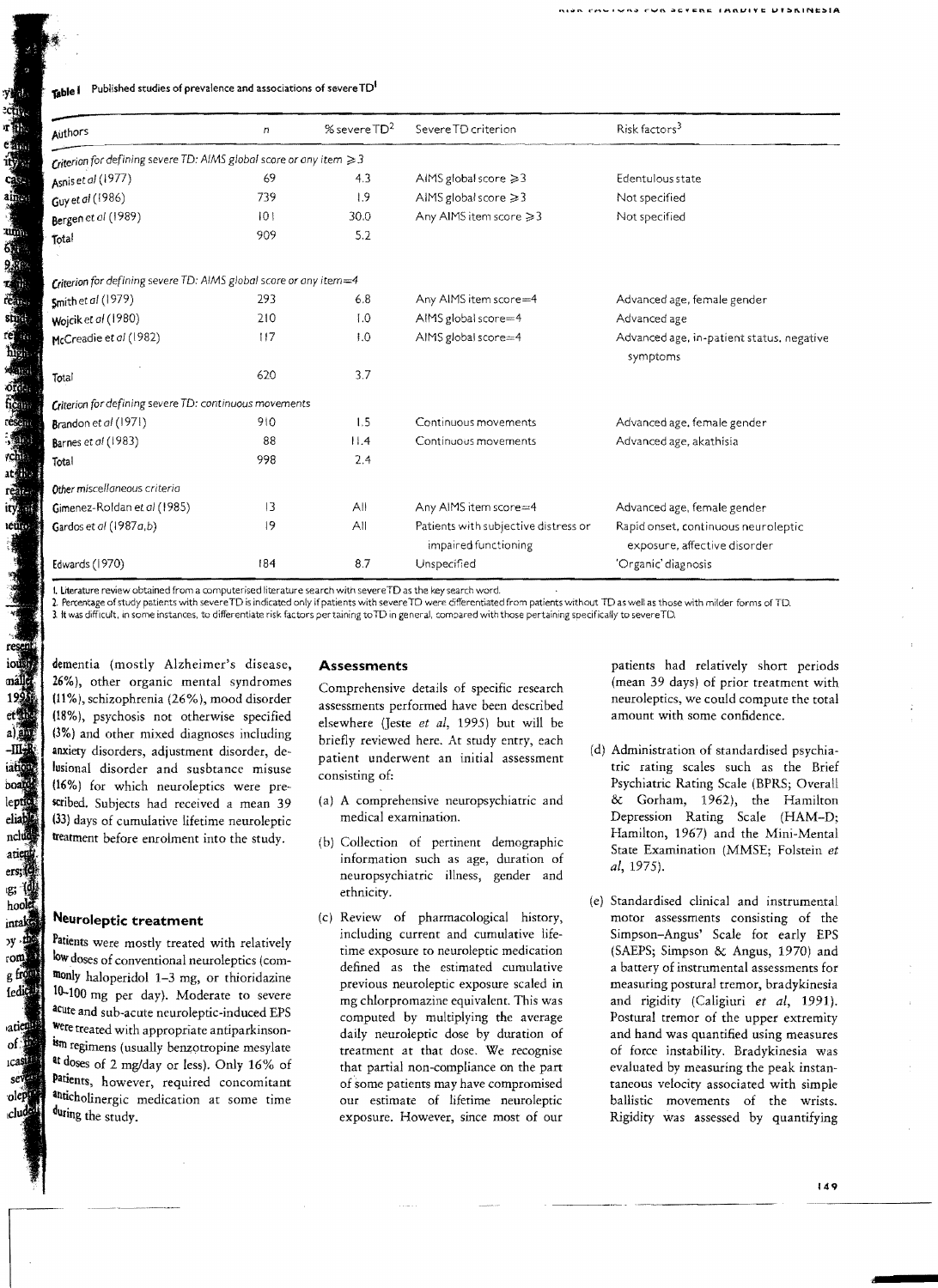**Table 1** Published studies of prevalence and associations of severe TD[1]

| Authors | n | % severe TD[2] | Severe TD criterion | Risk factors[3] |
|---|---|---|---|---|
| *Criterion for defining severe TD: AIMS global score or any item ≥3* | | | | |
| Asnis et al (1977) | 69 | 4.3 | AIMS global score ≥3 | Edentulous state |
| Guy et al (1986) | 739 | 1.9 | AIMS global score ≥3 | Not specified |
| Bergen et al (1989) | 101 | 30.0 | Any AIMS item score ≥3 | Not specified |
| Total | 909 | 5.2 | | |
| *Criterion for defining severe TD: AIMS global score or any item=4* | | | | |
| Smith et al (1979) | 293 | 6.8 | Any AIMS item score=4 | Advanced age, female gender |
| Wojcik et al (1980) | 210 | 1.0 | AIMS global score=4 | Advanced age |
| McCreadie et al (1982) | 117 | 1.0 | AIMS global score=4 | Advanced age, in-patient status, negative symptoms |
| Total | 620 | 3.7 | | |
| *Criterion for defining severe TD: continuous movements* | | | | |
| Brandon et al (1971) | 910 | 1.5 | Continuous movements | Advanced age, female gender |
| Barnes et al (1983) | 88 | 11.4 | Continuous movements | Advanced age, akathisia |
| Total | 998 | 2.4 | | |
| *Other miscellaneous criteria* | | | | |
| Gimenez-Roldan et al (1985) | 13 | All | Any AIMS item score=4 | Advanced age, female gender |
| Gardos et al (1987a,b) | 19 | All | Patients with subjective distress or impaired functioning | Rapid onset, continuous neuroleptic exposure, affective disorder |
| Edwards (1970) | 184 | 8.7 | Unspecified | 'Organic' diagnosis |

1. Literature review obtained from a computerised literature search with severe TD as the key search word.
2. Percentage of study patients with severe TD is indicated only if patients with severe TD were differentiated from patients without TD as well as those with milder forms of TD.
3. It was difficult, in some instances, to differentiate risk factors pertaining to TD in general, compared with those pertaining specifically to severe TD.

dementia (mostly Alzheimer's disease, 26%), other organic mental syndromes (11%), schizophrenia (26%), mood disorder (18%), psychosis not otherwise specified (3%) and other mixed diagnoses including anxiety disorders, adjustment disorder, delusional disorder and susbtance misuse (16%) for which neuroleptics were prescribed. Subjects had received a mean 39 (33) days of cumulative lifetime neuroleptic treatment before enrolment into the study.

## Neuroleptic treatment

Patients were mostly treated with relatively low doses of conventional neuroleptics (commonly haloperidol 1–3 mg, or thioridazine 10–100 mg per day). Moderate to severe acute and sub-acute neuroleptic-induced EPS were treated with appropriate antiparkinsonism regimens (usually benzotropine mesylate at doses of 2 mg/day or less). Only 16% of patients, however, required concomitant anticholinergic medication at some time during the study.

## Assessments

Comprehensive details of specific research assessments performed have been described elsewhere (Jeste *et al*, 1995) but will be briefly reviewed here. At study entry, each patient underwent an initial assessment consisting of:

(a) A comprehensive neuropsychiatric and medical examination.

(b) Collection of pertinent demographic information such as age, duration of neuropsychiatric illness, gender and ethnicity.

(c) Review of pharmacological history, including current and cumulative lifetime exposure to neuroleptic medication defined as the estimated cumulative previous neuroleptic exposure scaled in mg chlorpromazine equivalent. This was computed by multiplying the average daily neuroleptic dose by duration of treatment at that dose. We recognise that partial non-compliance on the part of some patients may have compromised our estimate of lifetime neuroleptic exposure. However, since most of our patients had relatively short periods (mean 39 days) of prior treatment with neuroleptics, we could compute the total amount with some confidence.

(d) Administration of standardised psychiatric rating scales such as the Brief Psychiatric Rating Scale (BPRS; Overall & Gorham, 1962), the Hamilton Depression Rating Scale (HAM-D; Hamilton, 1967) and the Mini-Mental State Examination (MMSE; Folstein *et al*, 1975).

(e) Standardised clinical and instrumental motor assessments consisting of the Simpson–Angus' Scale for early EPS (SAEPS; Simpson & Angus, 1970) and a battery of instrumental assessments for measuring postural tremor, bradykinesia and rigidity (Caligiuri *et al*, 1991). Postural tremor of the upper extremity and hand was quantified using measures of force instability. Bradykinesia was evaluated by measuring the peak instantaneous velocity associated with simple ballistic movements of the wrists. Rigidity was assessed by quantifying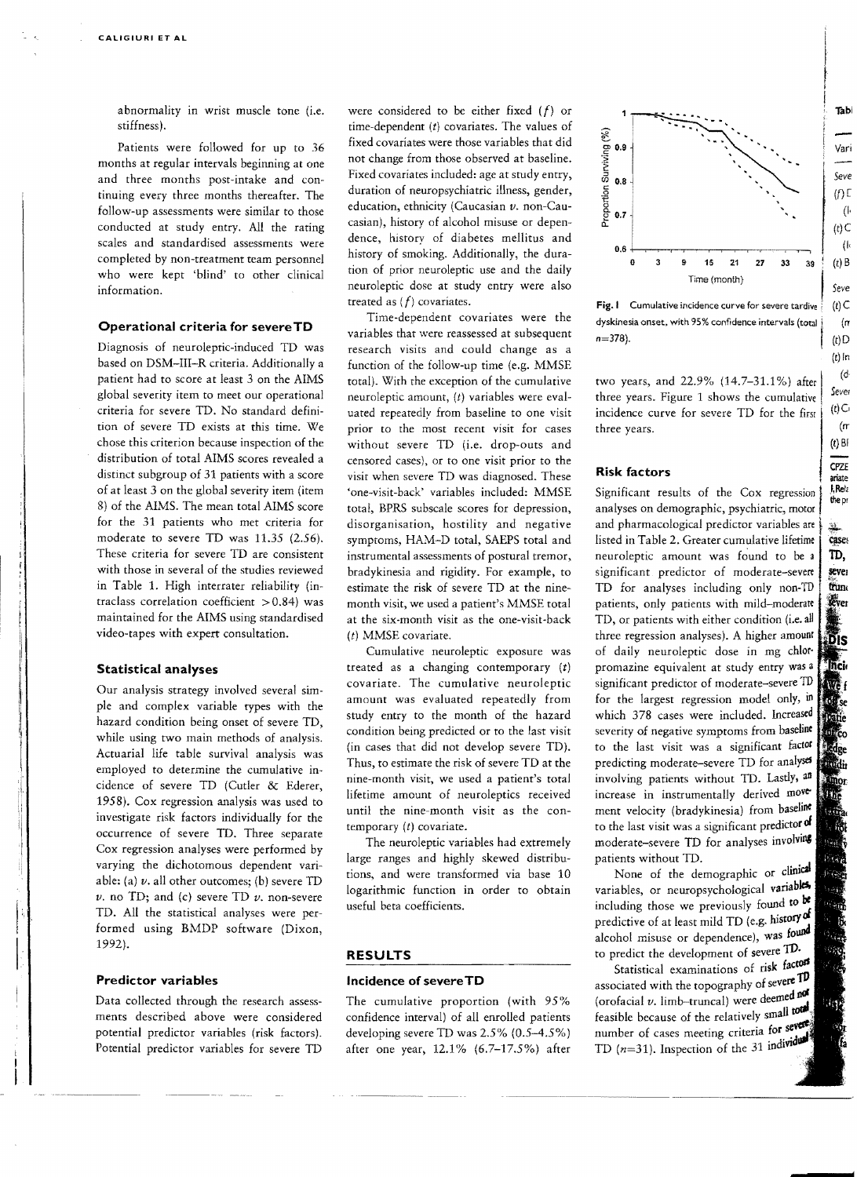abnormality in wrist muscle tone (i.e. stiffness).

Patients were followed for up to 36 months at regular intervals beginning at one and three months post-intake and continuing every three months thereafter. The follow-up assessments were similar to those conducted at study entry. All the rating scales and standardised assessments were completed by non-treatment team personnel who were kept 'blind' to other clinical information.

### Operational criteria for severe TD

Diagnosis of neuroleptic-induced TD was based on DSM–III–R criteria. Additionally a patient had to score at least 3 on the AIMS global severity item to meet our operational criteria for severe TD. No standard definition of severe TD exists at this time. We chose this criterion because inspection of the distribution of total AIMS scores revealed a distinct subgroup of 31 patients with a score of at least 3 on the global severity item (item 8) of the AIMS. The mean total AIMS score for the 31 patients who met criteria for moderate to severe TD was 11.35 (2.56). These criteria for severe TD are consistent with those in several of the studies reviewed in Table 1. High interrater reliability (intraclass correlation coefficient >0.84) was maintained for the AIMS using standardised video-tapes with expert consultation.

### Statistical analyses

Our analysis strategy involved several simple and complex variable types with the hazard condition being onset of severe TD, while using two main methods of analysis. Actuarial life table survival analysis was employed to determine the cumulative incidence of severe TD (Cutler & Ederer, 1958). Cox regression analysis was used to investigate risk factors individually for the occurrence of severe TD. Three separate Cox regression analyses were performed by varying the dichotomous dependent variable: (a) *v.* all other outcomes; (b) severe TD *v.* no TD; and (c) severe TD *v.* non-severe TD. All the statistical analyses were performed using BMDP software (Dixon, 1992).

### Predictor variables

Data collected through the research assessments described above were considered potential predictor variables (risk factors). Potential predictor variables for severe TD were considered to be either fixed (*f*) or time-dependent (*t*) covariates. The values of fixed covariates were those variables that did not change from those observed at baseline. Fixed covariates included: age at study entry, duration of neuropsychiatric illness, gender, education, ethnicity (Caucasian *v.* non-Caucasian), history of alcohol misuse or dependence, history of diabetes mellitus and history of smoking. Additionally, the duration of prior neuroleptic use and the daily neuroleptic dose at study entry were also treated as (*f*) covariates.

Time-dependent covariates were the variables that were reassessed at subsequent research visits and could change as a function of the follow-up time (e.g. MMSE total). With the exception of the cumulative neuroleptic amount, (*t*) variables were evaluated repeatedly from baseline to one visit prior to the most recent visit for cases without severe TD (i.e. drop-outs and censored cases), or to one visit prior to the visit when severe TD was diagnosed. These 'one-visit-back' variables included: MMSE total, BPRS subscale scores for depression, disorganisation, hostility and negative symptoms, HAM–D total, SAEPS total and instrumental assessments of postural tremor, bradykinesia and rigidity. For example, to estimate the risk of severe TD at the nine-month visit, we used a patient's MMSE total at the six-month visit as the one-visit-back (*t*) MMSE covariate.

Cumulative neuroleptic exposure was treated as a changing contemporary (*t*) covariate. The cumulative neuroleptic amount was evaluated repeatedly from study entry to the month of the hazard condition being predicted or to the last visit (in cases that did not develop severe TD). Thus, to estimate the risk of severe TD at the nine-month visit, we used a patient's total lifetime amount of neuroleptics received until the nine-month visit as the contemporary (*t*) covariate.

The neuroleptic variables had extremely large ranges and highly skewed distributions, and were transformed via base 10 logarithmic function in order to obtain useful beta coefficients.

## RESULTS

### Incidence of severe TD

The cumulative proportion (with 95% confidence interval) of all enrolled patients developing severe TD was 2.5% (0.5–4.5%) after one year, 12.1% (6.7–17.5%) after two years, and 22.9% (14.7–31.1%) after three years. Figure 1 shows the cumulative incidence curve for severe TD for the first three years.

**Fig. 1** Cumulative incidence curve for severe tardive dyskinesia onset, with 95% confidence intervals (total $n$=378).

### Risk factors

Significant results of the Cox regression analyses on demographic, psychiatric, motor and pharmacological predictor variables are listed in Table 2. Greater cumulative lifetime neuroleptic amount was found to be a significant predictor of moderate–severe TD for analyses including only non-TD patients, only patients with mild–moderate TD, or patients with either condition (i.e. all three regression analyses). A higher amount of daily neuroleptic dose in mg chlorpromazine equivalent at study entry was a significant predictor of moderate–severe TD for the largest regression model only, in which 378 cases were included. Increased severity of negative symptoms from baseline to the last visit was a significant factor predicting moderate–severe TD for analyses involving patients without TD. Lastly, an increase in instrumentally derived movement velocity (bradykinesia) from baseline to the last visit was a significant predictor of moderate–severe TD for analyses involving patients without TD.

None of the demographic or clinical variables, or neuropsychological variables, including those we previously found to be predictive of at least mild TD (e.g. history of alcohol misuse or dependence), was found to predict the development of severe TD.

Statistical examinations of risk factors associated with the topography of severe TD (orofacial *v.* limb–truncal) were deemed not feasible because of the relatively small total number of cases meeting criteria for severe TD ($n$=31). Inspection of the 31 individual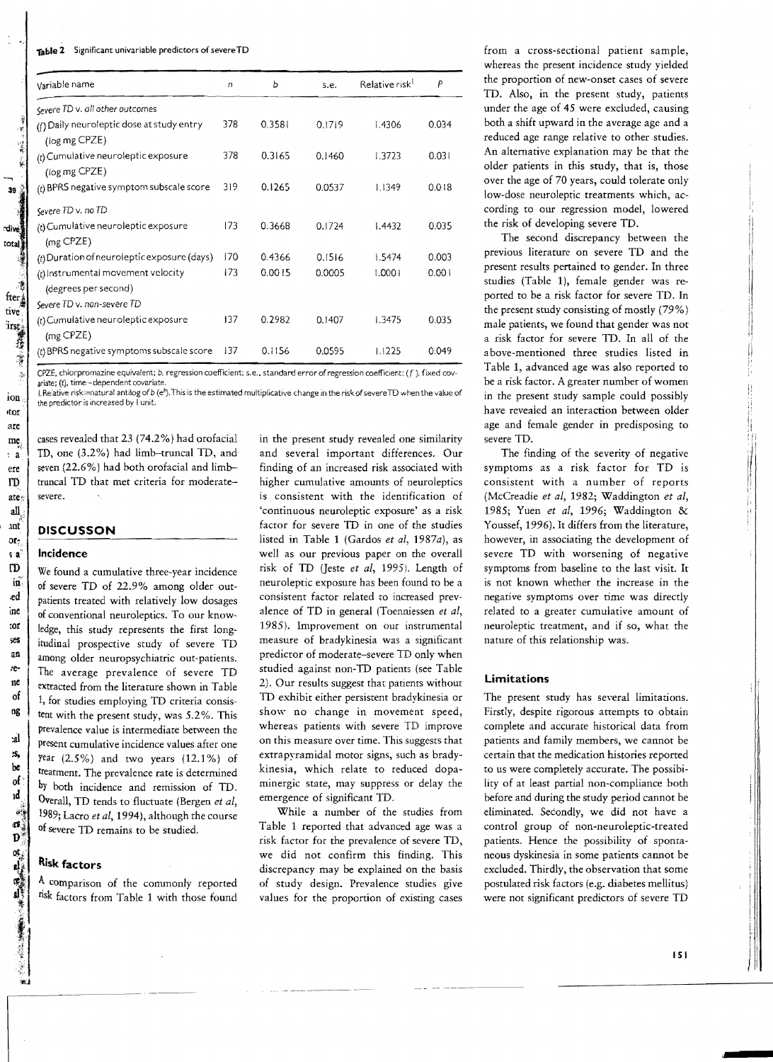**Table 2** Significant univariable predictors of severe TD

| Variable name | n | b | s.e. | Relative risk[1] | P |
|---|---|---|---|---|---|
| *Severe TD v. all other outcomes* | | | | | |
| (f) Daily neuroleptic dose at study entry (log mg CPZE) | 378 | 0.3581 | 0.1719 | 1.4306 | 0.034 |
| (t) Cumulative neuroleptic exposure (log mg CPZE) | 378 | 0.3165 | 0.1460 | 1.3723 | 0.031 |
| (t) BPRS negative symptom subscale score | 319 | 0.1265 | 0.0537 | 1.1349 | 0.018 |
| *Severe TD v. no TD* | | | | | |
| (t) Cumulative neuroleptic exposure (mg CPZE) | 173 | 0.3668 | 0.1724 | 1.4432 | 0.035 |
| (t) Duration of neuroleptic exposure (days) | 170 | 0.4366 | 0.1516 | 1.5474 | 0.003 |
| (t) Instrumental movement velocity (degrees per second) | 173 | 0.0015 | 0.0005 | 1.0001 | 0.001 |
| *Severe TD v. non-severe TD* | | | | | |
| (t) Cumulative neuroleptic exposure (mg CPZE) | 137 | 0.2982 | 0.1407 | 1.3475 | 0.035 |
| (t) BPRS negative symptoms subscale score | 137 | 0.1156 | 0.0595 | 1.1225 | 0.049 |

CPZE, chlorpromazine equivalent; b, regression coefficient; s.e., standard error of regression coefficient; (f), fixed covariate; (t), time-dependent covariate.
1. Relative risk=natural antilog of b ($e^b$). This is the estimated multiplicative change in the risk of severe TD when the value of the predictor is increased by 1 unit.

cases revealed that 23 (74.2%) had orofacial TD, one (3.2%) had limb–truncal TD, and seven (22.6%) had both orofacial and limb–truncal TD that met criteria for moderate–severe.

## DISCUSSON

### Incidence

We found a cumulative three-year incidence of severe TD of 22.9% among older outpatients treated with relatively low dosages of conventional neuroleptics. To our knowledge, this study represents the first longitudinal prospective study of severe TD among older neuropsychiatric out-patients. The average prevalence of severe TD extracted from the literature shown in Table 1, for studies employing TD criteria consistent with the present study, was 5.2%. This prevalence value is intermediate between the present cumulative incidence values after one year (2.5%) and two years (12.1%) of treatment. The prevalence rate is determined by both incidence and remission of TD. Overall, TD tends to fluctuate (Bergen *et al*, 1989; Lacro *et al*, 1994), although the course of severe TD remains to be studied.

### Risk factors

A comparison of the commonly reported risk factors from Table 1 with those found in the present study revealed one similarity and several important differences. Our finding of an increased risk associated with higher cumulative amounts of neuroleptics is consistent with the identification of 'continuous neuroleptic exposure' as a risk factor for severe TD in one of the studies listed in Table 1 (Gardos *et al*, 1987*a*), as well as our previous paper on the overall risk of TD (Jeste *et al*, 1995). Length of neuroleptic exposure has been found to be a consistent factor related to increased prevalence of TD in general (Toenniessen *et al*, 1985). Improvement on our instrumental measure of bradykinesia was a significant predictor of moderate–severe TD only when studied against non-TD patients (see Table 2). Our results suggest that patients without TD exhibit either persistent bradykinesia or show no change in movement speed, whereas patients with severe TD improve on this measure over time. This suggests that extrapyramidal motor signs, such as bradykinesia, which relate to reduced dopaminergic state, may suppress or delay the emergence of significant TD.

While a number of the studies from Table 1 reported that advanced age was a risk factor for the prevalence of severe TD, we did not confirm this finding. This discrepancy may be explained on the basis of study design. Prevalence studies give values for the proportion of existing cases from a cross-sectional patient sample, whereas the present incidence study yielded the proportion of new-onset cases of severe TD. Also, in the present study, patients under the age of 45 were excluded, causing both a shift upward in the average age and a reduced age range relative to other studies. An alternative explanation may be that the older patients in this study, that is, those over the age of 70 years, could tolerate only low-dose neuroleptic treatments which, according to our regression model, lowered the risk of developing severe TD.

The second discrepancy between the previous literature on severe TD and the present results pertained to gender. In three studies (Table 1), female gender was reported to be a risk factor for severe TD. In the present study consisting of mostly (79%) male patients, we found that gender was not a risk factor for severe TD. In all of the above-mentioned three studies listed in Table 1, advanced age was also reported to be a risk factor. A greater number of women in the present study sample could possibly have revealed an interaction between older age and female gender in predisposing to severe TD.

The finding of the severity of negative symptoms as a risk factor for TD is consistent with a number of reports (McCreadie *et al*, 1982; Waddington *et al*, 1985; Yuen *et al*, 1996; Waddington & Youssef, 1996). It differs from the literature, however, in associating the development of severe TD with worsening of negative symptoms from baseline to the last visit. It is not known whether the increase in the negative symptoms over time was directly related to a greater cumulative amount of neuroleptic treatment, and if so, what the nature of this relationship was.

### Limitations

The present study has several limitations. Firstly, despite rigorous attempts to obtain complete and accurate historical data from patients and family members, we cannot be certain that the medication histories reported to us were completely accurate. The possibility of at least partial non-compliance both before and during the study period cannot be eliminated. Secondly, we did not have a control group of non-neuroleptic-treated patients. Hence the possibility of spontaneous dyskinesia in some patients cannot be excluded. Thirdly, the observation that some postulated risk factors (e.g. diabetes mellitus) were not significant predictors of severe TD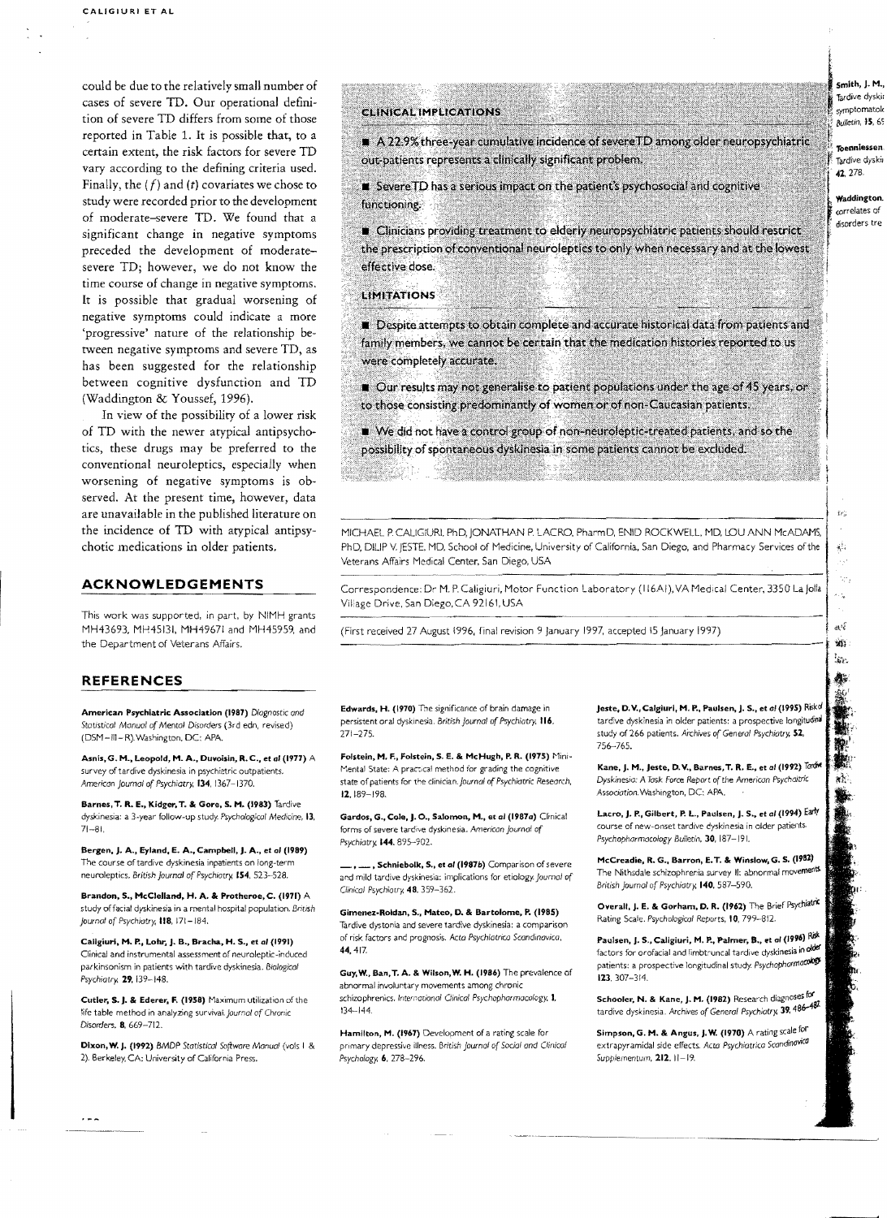could be due to the relatively small number of cases of severe TD. Our operational definition of severe TD differs from some of those reported in Table 1. It is possible that, to a certain extent, the risk factors for severe TD vary according to the defining criteria used. Finally, the (*f*) and (*t*) covariates we chose to study were recorded prior to the development of moderate–severe TD. We found that a significant change in negative symptoms preceded the development of moderate–severe TD; however, we do not know the time course of change in negative symptoms. It is possible that gradual worsening of negative symptoms could indicate a more 'progressive' nature of the relationship between negative symptoms and severe TD, as has been suggested for the relationship between cognitive dysfunction and TD (Waddington & Youssef, 1996).

In view of the possibility of a lower risk of TD with the newer atypical antipsychotics, these drugs may be preferred to the conventional neuroleptics, especially when worsening of negative symptoms is observed. At the present time, however, data are unavailable in the published literature on the incidence of TD with atypical antipsychotic medications in older patients.

## ACKNOWLEDGEMENTS

This work was supported, in part, by NIMH grants MH43693, MH45131, MH49671 and MH45959, and the Department of Veterans Affairs.

## CLINICAL IMPLICATIONS

- A 22.9% three-year cumulative incidence of severe TD among older neuropsychiatric out-patients represents a clinically significant problem.
- Severe TD has a serious impact on the patient's psychosocial and cognitive functioning.
- Clinicians providing treatment to elderly neuropsychiatric patients should restrict the prescription of conventional neuroleptics to only when necessary and at the lowest effective dose.

## LIMITATIONS

- Despite attempts to obtain complete and accurate historical data from patients and family members, we cannot be certain that the medication histories reported to us were completely accurate.
- Our results may not generalise to patient populations under the age of 45 years, or to those consisting predominantly of women or of non-Caucasian patients.
- We did not have a control group of non-neuroleptic-treated patients, and so the possibility of spontaneous dyskinesia in some patients cannot be excluded.

MICHAEL P. CALIGIURI, PhD, JONATHAN P. LACRO, PharmD, ENID ROCKWELL, MD, LOU ANN McADAMS, PhD, DILIP V. JESTE, MD, School of Medicine, University of California, San Diego, and Pharmacy Services of the Veterans Affairs Medical Center, San Diego, USA

Correspondence: Dr M. P. Caligiuri, Motor Function Laboratory (116A1), VA Medical Center, 3350 La Jolla Village Drive, San Diego, CA 92161, USA

(First received 27 August 1996, final revision 9 January 1997, accepted 15 January 1997)

## REFERENCES

**American Psychiatric Association (1987)** *Diagnostic and Statistical Manual of Mental Disorders* (3rd edn, revised) (DSM–III–R). Washington, DC: APA.

**Asnis, G. M., Leopold, M. A., Duvoisin, R. C., et al (1977)** A survey of tardive dyskinesia in psychiatric outpatients. *American Journal of Psychiatry*, **134**, 1367–1370.

**Barnes, T. R. E., Kidger, T. & Gore, S. M. (1983)** Tardive dyskinesia: a 3-year follow-up study. *Psychological Medicine*, **13**, 71–81.

**Bergen, J. A., Eyland, E. A., Campbell, J. A., et al (1989)** The course of tardive dyskinesia inpatients on long-term neuroleptics. *British Journal of Psychiatry*, **154**, 523–528.

**Brandon, S., McClelland, H. A. & Protheroe, C. (1971)** A study of facial dyskinesia in a mental hospital population. *British Journal of Psychiatry*, **118**, 171–184.

**Caligiuri, M. P., Lohr, J. B., Bracha, H. S., et al (1991)** Clinical and instrumental assessment of neuroleptic-induced parkinsonism in patients with tardive dyskinesia. *Biological Psychiatry*, **29**, 139–148.

**Cutler, S. J. & Ederer, F. (1958)** Maximum utilization of the life table method in analyzing survival. *Journal of Chronic Disorders*, **8**, 669–712.

**Dixon, W. J. (1992)** *BMDP Statistical Software Manual* (vols 1 & 2). Berkeley, CA: University of California Press.

**Edwards, H. (1970)** The significance of brain damage in persistent oral dyskinesia. *British Journal of Psychiatry*, **116**, 271–275.

**Folstein, M. F., Folstein, S. E. & McHugh, P. R. (1975)** Mini-Mental State: A practical method for grading the cognitive state of patients for the clinician. *Journal of Psychiatric Research*, **12**, 189–198.

**Gardos, G., Cole, J. O., Salomon, M., et al (1987a)** Clinical forms of severe tardive dyskinesia. *American Journal of Psychiatry*, **144**, 895–902.

**—, —, Schniebolk, S., et al (1987b)** Comparison of severe and mild tardive dyskinesia: implications for etiology. *Journal of Clinical Psychiatry*, **48**, 359–362.

**Gimenez-Roldan, S., Mateo, D. & Bartolome, P. (1985)** Tardive dystonia and severe tardive dyskinesia: a comparison of risk factors and prognosis. *Acta Psychiatrica Scandinavica*, **44**, 417.

**Guy, W., Ban, T. A. & Wilson, W. H. (1986)** The prevalence of abnormal involuntary movements among chronic schizophrenics. *International Clinical Psychopharmacology*, **1**, 134–144.

**Hamilton, M. (1967)** Development of a rating scale for primary depressive illness. *British Journal of Social and Clinical Psychology*, **6**, 278–296.

**Jeste, D. V., Caligiuri, M. P., Paulsen, J. S., et al (1995)** Risk of tardive dyskinesia in older patients: a prospective longitudinal study of 266 patients. *Archives of General Psychiatry*, **52**, 756–765.

**Kane, J. M., Jeste, D. V., Barnes, T. R. E., et al (1992)** *Tardive Dyskinesia: A Task Force Report of the American Psychiatric Association*. Washington, DC: APA.

**Lacro, J. P., Gilbert, P. L., Paulsen, J. S., et al (1994)** Early course of new-onset tardive dyskinesia in older patients. *Psychopharmacology Bulletin*, **30**, 187–191.

**McCreadie, R. G., Barron, E. T. & Winslow, G. S. (1982)** The Nithsdale schizophrenia survey II: abnormal movements. *British Journal of Psychiatry*, **140**, 587–590.

**Overall, J. E. & Gorham, D. R. (1962)** The Brief Psychiatric Rating Scale. *Psychological Reports*, **10**, 799–812.

**Paulsen, J. S., Caligiuri, M. P., Palmer, B., et al (1996)** Risk factors for orofacial and limbtruncal tardive dyskinesia in older patients: a prospective longitudinal study. *Psychopharmacology*, **123**, 307–314.

**Schooler, N. & Kane, J. M. (1982)** Research diagnoses for tardive dyskinesia. *Archives of General Psychiatry*, **39**, 486–487.

**Simpson, G. M. & Angus, J. W. (1970)** A rating scale for extrapyramidal side effects. *Acta Psychiatrica Scandinavica Supplementum*, **212**, 11–19.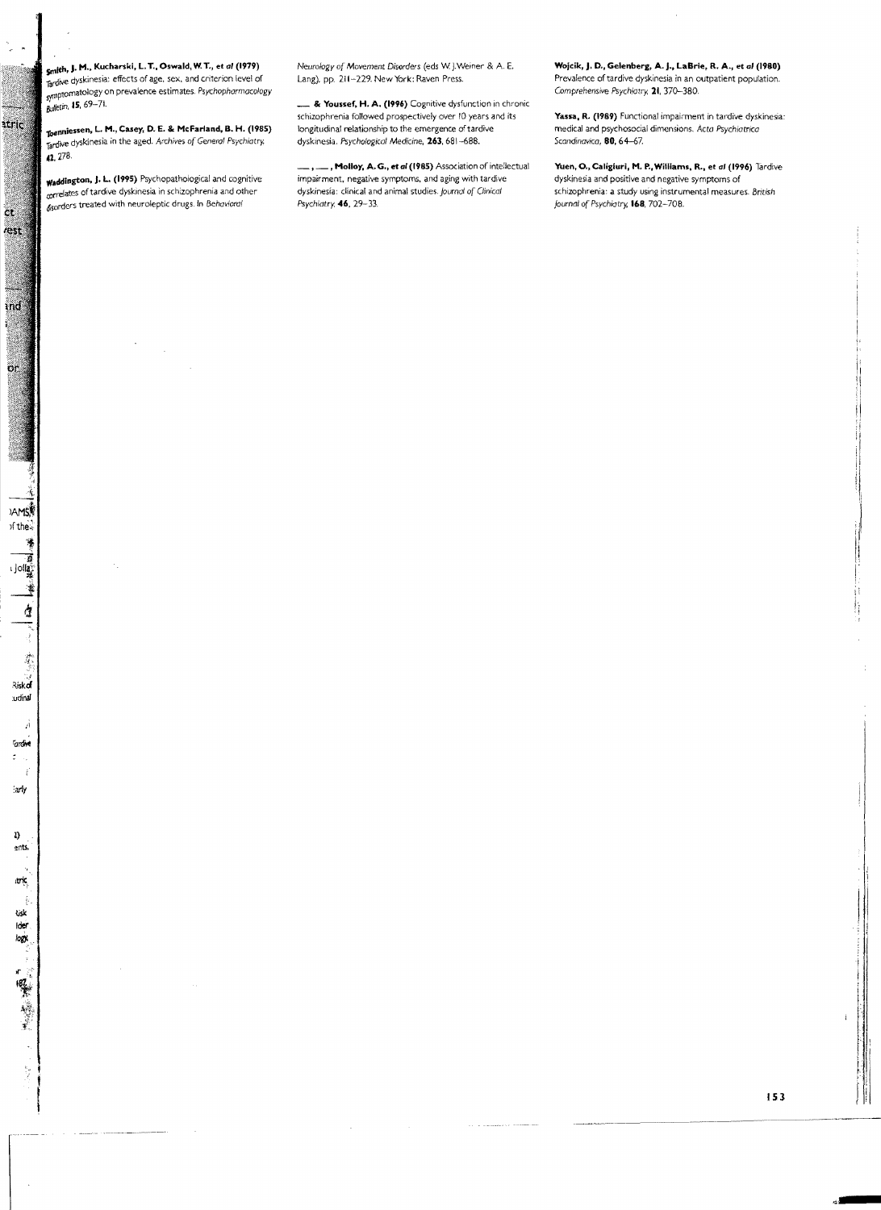**Smith, J. M., Kucharski, L. T., Oswald, W. T., et al (1979)** Tardive dyskinesia: effects of age, sex, and criterion level of symptomatology on prevalence estimates. *Psychopharmacology Bulletin*, **15**, 69–71.

**Toenniessen, L. M., Casey, D. E. & McFarland, B. H. (1985)** Tardive dyskinesia in the aged. *Archives of General Psychiatry*, **42**, 278.

**Waddington, J. L. (1995)** Psychopathological and cognitive correlates of tardive dyskinesia in schizophrenia and other disorders treated with neuroleptic drugs. In *Behavioral Neurology of Movement Disorders* (eds W. J. Weiner & A. E. Lang), pp. 211–229. New York: Raven Press.

**— & Youssef, H. A. (1996)** Cognitive dysfunction in chronic schizophrenia followed prospectively over 10 years and its longitudinal relationship to the emergence of tardive dyskinesia. *Psychological Medicine*, **263**, 681–688.

**—, —, Molloy, A. G., et al (1985)** Association of intellectual impairment, negative symptoms, and aging with tardive dyskinesia: clinical and animal studies. *Journal of Clinical Psychiatry*, **46**, 29–33.

**Wojcik, J. D., Gelenberg, A. J., LaBrie, R. A., et al (1980)** Prevalence of tardive dyskinesia in an outpatient population. *Comprehensive Psychiatry*, **21**, 370–380.

**Yassa, R. (1989)** Functional impairment in tardive dyskinesia: medical and psychosocial dimensions. *Acta Psychiatrica Scandinavica*, **80**, 64–67.

**Yuen, O., Caligiuri, M. P., Williams, R., et al (1996)** Tardive dyskinesia and positive and negative symptoms of schizophrenia: a study using instrumental measures. *British Journal of Psychiatry*, **168**, 702–708.